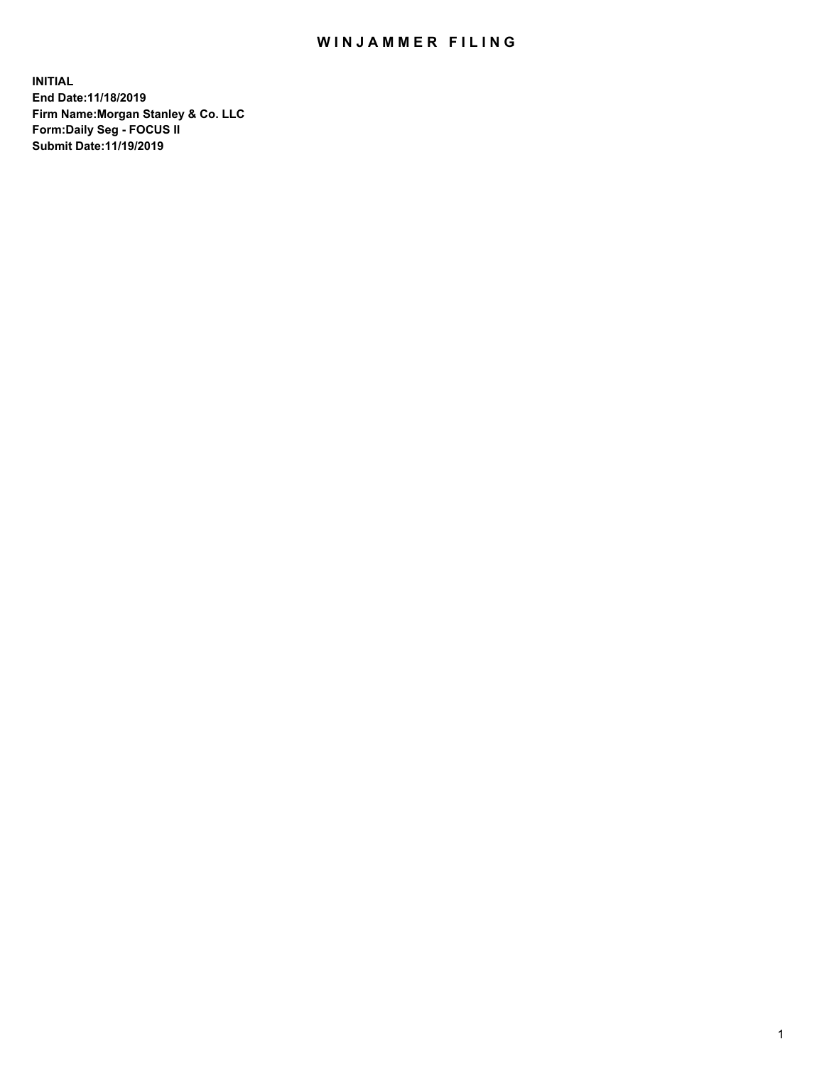# WINJAMMER FILING

**INITIAL**
**End Date:11/18/2019**
**Firm Name:Morgan Stanley & Co. LLC**
**Form:Daily Seg - FOCUS II**
**Submit Date:11/19/2019**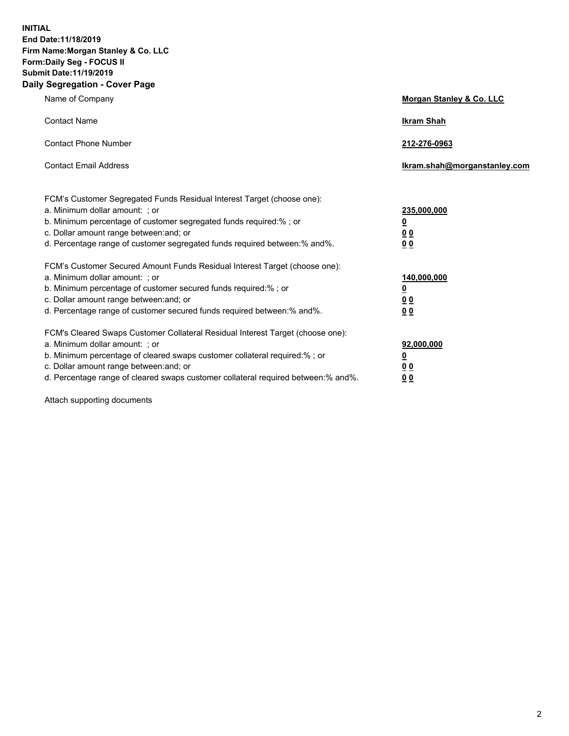**INITIAL**
**End Date:11/18/2019**
**Firm Name:Morgan Stanley & Co. LLC**
**Form:Daily Seg - FOCUS II**
**Submit Date:11/19/2019**
**Daily Segregation - Cover Page**

| | |
|---|---|
| Name of Company | **Morgan Stanley & Co. LLC** |
| Contact Name | **Ikram Shah** |
| Contact Phone Number | **212-276-0963** |
| Contact Email Address | **Ikram.shah@morganstanley.com** |

| | |
|---|---|
| FCM's Customer Segregated Funds Residual Interest Target (choose one): | |
| a. Minimum dollar amount: ; or | **235,000,000** |
| b. Minimum percentage of customer segregated funds required:% ; or | **0** |
| c. Dollar amount range between:and; or | **0 0** |
| d. Percentage range of customer segregated funds required between:% and%. | **0 0** |
| FCM's Customer Secured Amount Funds Residual Interest Target (choose one): | |
| a. Minimum dollar amount: ; or | **140,000,000** |
| b. Minimum percentage of customer secured funds required:% ; or | **0** |
| c. Dollar amount range between:and; or | **0 0** |
| d. Percentage range of customer secured funds required between:% and%. | **0 0** |
| FCM's Cleared Swaps Customer Collateral Residual Interest Target (choose one): | |
| a. Minimum dollar amount: ; or | **92,000,000** |
| b. Minimum percentage of cleared swaps customer collateral required:% ; or | **0** |
| c. Dollar amount range between:and; or | **0 0** |
| d. Percentage range of cleared swaps customer collateral required between:% and%. | **0 0** |

Attach supporting documents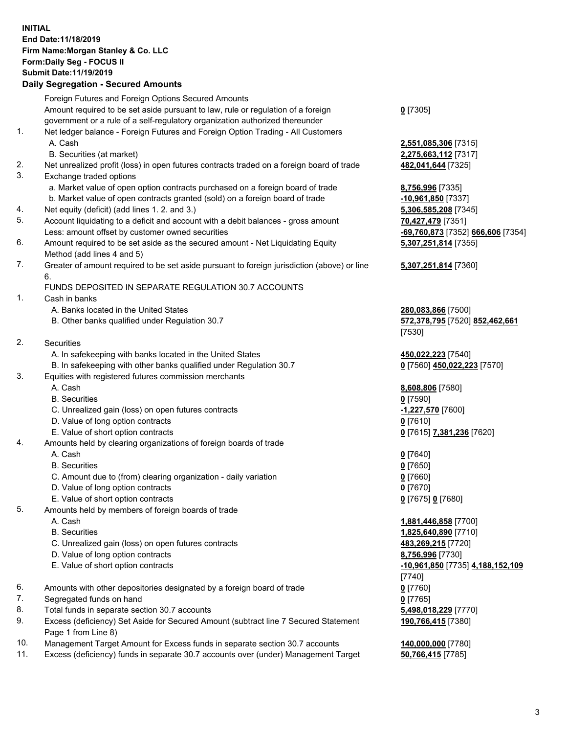**INITIAL**
**End Date:11/18/2019**
**Firm Name:Morgan Stanley & Co. LLC**
**Form:Daily Seg - FOCUS II**
**Submit Date:11/19/2019**

## Daily Segregation - Secured Amounts

| | | |
|---|---|---|
| | Foreign Futures and Foreign Options Secured Amounts | |
| | Amount required to be set aside pursuant to law, rule or regulation of a foreign government or a rule of a self-regulatory organization authorized thereunder | **0** [7305] |
| 1. | Net ledger balance - Foreign Futures and Foreign Option Trading - All Customers | |
| | A. Cash | **2,551,085,306** [7315] |
| | B. Securities (at market) | **2,275,663,112** [7317] |
| 2. | Net unrealized profit (loss) in open futures contracts traded on a foreign board of trade | **482,041,644** [7325] |
| 3. | Exchange traded options | |
| | a. Market value of open option contracts purchased on a foreign board of trade | **8,756,996** [7335] |
| | b. Market value of open contracts granted (sold) on a foreign board of trade | **-10,961,850** [7337] |
| 4. | Net equity (deficit) (add lines 1. 2. and 3.) | **5,306,585,208** [7345] |
| 5. | Account liquidating to a deficit and account with a debit balances - gross amount | **70,427,479** [7351] |
| | Less: amount offset by customer owned securities | **-69,760,873** [7352] **666,606** [7354] |
| 6. | Amount required to be set aside as the secured amount - Net Liquidating Equity Method (add lines 4 and 5) | **5,307,251,814** [7355] |
| 7. | Greater of amount required to be set aside pursuant to foreign jurisdiction (above) or line 6. | **5,307,251,814** [7360] |
| | FUNDS DEPOSITED IN SEPARATE REGULATION 30.7 ACCOUNTS | |
| 1. | Cash in banks | |
| | A. Banks located in the United States | **280,083,866** [7500] |
| | B. Other banks qualified under Regulation 30.7 | **572,378,795** [7520] **852,462,661** [7530] |
| 2. | Securities | |
| | A. In safekeeping with banks located in the United States | **450,022,223** [7540] |
| | B. In safekeeping with other banks qualified under Regulation 30.7 | **0** [7560] **450,022,223** [7570] |
| 3. | Equities with registered futures commission merchants | |
| | A. Cash | **8,608,806** [7580] |
| | B. Securities | **0** [7590] |
| | C. Unrealized gain (loss) on open futures contracts | **-1,227,570** [7600] |
| | D. Value of long option contracts | **0** [7610] |
| | E. Value of short option contracts | **0** [7615] **7,381,236** [7620] |
| 4. | Amounts held by clearing organizations of foreign boards of trade | |
| | A. Cash | **0** [7640] |
| | B. Securities | **0** [7650] |
| | C. Amount due to (from) clearing organization - daily variation | **0** [7660] |
| | D. Value of long option contracts | **0** [7670] |
| | E. Value of short option contracts | **0** [7675] **0** [7680] |
| 5. | Amounts held by members of foreign boards of trade | |
| | A. Cash | **1,881,446,858** [7700] |
| | B. Securities | **1,825,640,890** [7710] |
| | C. Unrealized gain (loss) on open futures contracts | **483,269,215** [7720] |
| | D. Value of long option contracts | **8,756,996** [7730] |
| | E. Value of short option contracts | **-10,961,850** [7735] **4,188,152,109** [7740] |
| 6. | Amounts with other depositories designated by a foreign board of trade | **0** [7760] |
| 7. | Segregated funds on hand | **0** [7765] |
| 8. | Total funds in separate section 30.7 accounts | **5,498,018,229** [7770] |
| 9. | Excess (deficiency) Set Aside for Secured Amount (subtract line 7 Secured Statement Page 1 from Line 8) | **190,766,415** [7380] |
| 10. | Management Target Amount for Excess funds in separate section 30.7 accounts | **140,000,000** [7780] |
| 11. | Excess (deficiency) funds in separate 30.7 accounts over (under) Management Target | **50,766,415** [7785] |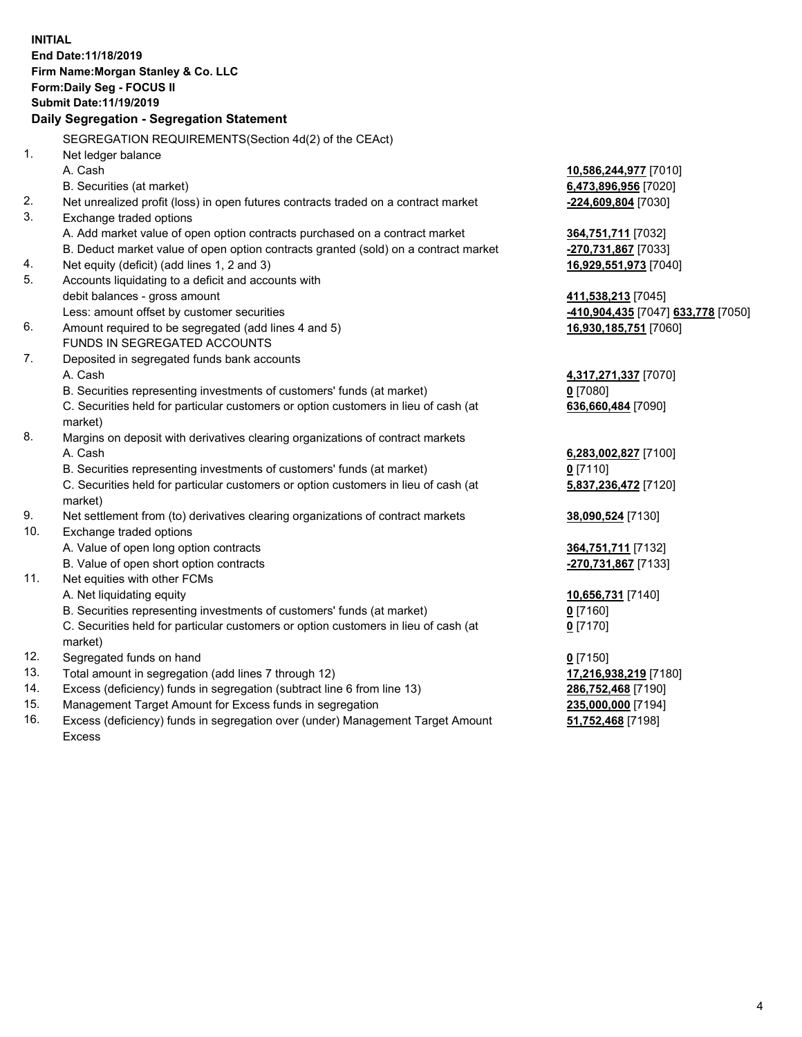**INITIAL**
**End Date:11/18/2019**
**Firm Name:Morgan Stanley & Co. LLC**
**Form:Daily Seg - FOCUS II**
**Submit Date:11/19/2019**

### Daily Segregation - Segregation Statement

SEGREGATION REQUIREMENTS(Section 4d(2) of the CEAct)

| | | |
|---|---|---|
| 1. | Net ledger balance | |
| | A. Cash | **10,586,244,977** [7010] |
| | B. Securities (at market) | **6,473,896,956** [7020] |
| 2. | Net unrealized profit (loss) in open futures contracts traded on a contract market | **-224,609,804** [7030] |
| 3. | Exchange traded options | |
| | A. Add market value of open option contracts purchased on a contract market | **364,751,711** [7032] |
| | B. Deduct market value of open option contracts granted (sold) on a contract market | **-270,731,867** [7033] |
| 4. | Net equity (deficit) (add lines 1, 2 and 3) | **16,929,551,973** [7040] |
| 5. | Accounts liquidating to a deficit and accounts with | |
| | debit balances - gross amount | **411,538,213** [7045] |
| | Less: amount offset by customer securities | **-410,904,435** [7047] **633,778** [7050] |
| 6. | Amount required to be segregated (add lines 4 and 5) | **16,930,185,751** [7060] |
| | FUNDS IN SEGREGATED ACCOUNTS | |
| 7. | Deposited in segregated funds bank accounts | |
| | A. Cash | **4,317,271,337** [7070] |
| | B. Securities representing investments of customers' funds (at market) | **0** [7080] |
| | C. Securities held for particular customers or option customers in lieu of cash (at market) | **636,660,484** [7090] |
| 8. | Margins on deposit with derivatives clearing organizations of contract markets | |
| | A. Cash | **6,283,002,827** [7100] |
| | B. Securities representing investments of customers' funds (at market) | **0** [7110] |
| | C. Securities held for particular customers or option customers in lieu of cash (at market) | **5,837,236,472** [7120] |
| 9. | Net settlement from (to) derivatives clearing organizations of contract markets | **38,090,524** [7130] |
| 10. | Exchange traded options | |
| | A. Value of open long option contracts | **364,751,711** [7132] |
| | B. Value of open short option contracts | **-270,731,867** [7133] |
| 11. | Net equities with other FCMs | |
| | A. Net liquidating equity | **10,656,731** [7140] |
| | B. Securities representing investments of customers' funds (at market) | **0** [7160] |
| | C. Securities held for particular customers or option customers in lieu of cash (at market) | **0** [7170] |
| 12. | Segregated funds on hand | **0** [7150] |
| 13. | Total amount in segregation (add lines 7 through 12) | **17,216,938,219** [7180] |
| 14. | Excess (deficiency) funds in segregation (subtract line 6 from line 13) | **286,752,468** [7190] |
| 15. | Management Target Amount for Excess funds in segregation | **235,000,000** [7194] |
| 16. | Excess (deficiency) funds in segregation over (under) Management Target Amount Excess | **51,752,468** [7198] |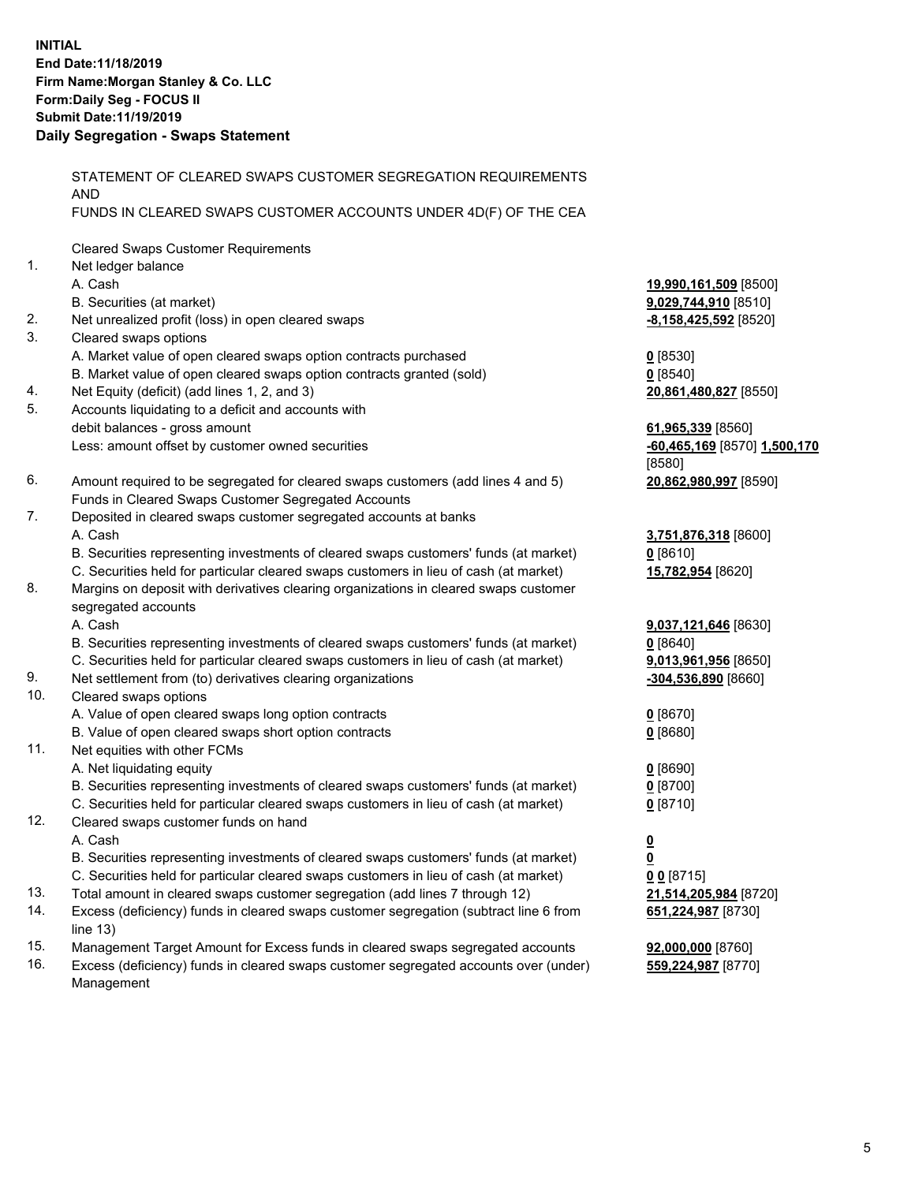**INITIAL**
**End Date:11/18/2019**
**Firm Name:Morgan Stanley & Co. LLC**
**Form:Daily Seg - FOCUS II**
**Submit Date:11/19/2019**
**Daily Segregation - Swaps Statement**

STATEMENT OF CLEARED SWAPS CUSTOMER SEGREGATION REQUIREMENTS AND FUNDS IN CLEARED SWAPS CUSTOMER ACCOUNTS UNDER 4D(F) OF THE CEA

| | | |
|---|---|---|
| | Cleared Swaps Customer Requirements | |
| 1. | Net ledger balance | |
| | A. Cash | **19,990,161,509** [8500] |
| | B. Securities (at market) | **9,029,744,910** [8510] |
| 2. | Net unrealized profit (loss) in open cleared swaps | **-8,158,425,592** [8520] |
| 3. | Cleared swaps options | |
| | A. Market value of open cleared swaps option contracts purchased | **0** [8530] |
| | B. Market value of open cleared swaps option contracts granted (sold) | **0** [8540] |
| 4. | Net Equity (deficit) (add lines 1, 2, and 3) | **20,861,480,827** [8550] |
| 5. | Accounts liquidating to a deficit and accounts with debit balances - gross amount | **61,965,339** [8560] |
| | Less: amount offset by customer owned securities | **-60,465,169** [8570] **1,500,170** [8580] |
| 6. | Amount required to be segregated for cleared swaps customers (add lines 4 and 5) | **20,862,980,997** [8590] |
| | Funds in Cleared Swaps Customer Segregated Accounts | |
| 7. | Deposited in cleared swaps customer segregated accounts at banks | |
| | A. Cash | **3,751,876,318** [8600] |
| | B. Securities representing investments of cleared swaps customers' funds (at market) | **0** [8610] |
| | C. Securities held for particular cleared swaps customers in lieu of cash (at market) | **15,782,954** [8620] |
| 8. | Margins on deposit with derivatives clearing organizations in cleared swaps customer segregated accounts | |
| | A. Cash | **9,037,121,646** [8630] |
| | B. Securities representing investments of cleared swaps customers' funds (at market) | **0** [8640] |
| | C. Securities held for particular cleared swaps customers in lieu of cash (at market) | **9,013,961,956** [8650] |
| 9. | Net settlement from (to) derivatives clearing organizations | **-304,536,890** [8660] |
| 10. | Cleared swaps options | |
| | A. Value of open cleared swaps long option contracts | **0** [8670] |
| | B. Value of open cleared swaps short option contracts | **0** [8680] |
| 11. | Net equities with other FCMs | |
| | A. Net liquidating equity | **0** [8690] |
| | B. Securities representing investments of cleared swaps customers' funds (at market) | **0** [8700] |
| | C. Securities held for particular cleared swaps customers in lieu of cash (at market) | **0** [8710] |
| 12. | Cleared swaps customer funds on hand | |
| | A. Cash | **0** |
| | B. Securities representing investments of cleared swaps customers' funds (at market) | **0** |
| | C. Securities held for particular cleared swaps customers in lieu of cash (at market) | **0** **0** [8715] |
| 13. | Total amount in cleared swaps customer segregation (add lines 7 through 12) | **21,514,205,984** [8720] |
| 14. | Excess (deficiency) funds in cleared swaps customer segregation (subtract line 6 from line 13) | **651,224,987** [8730] |
| 15. | Management Target Amount for Excess funds in cleared swaps segregated accounts | **92,000,000** [8760] |
| 16. | Excess (deficiency) funds in cleared swaps customer segregated accounts over (under) Management | **559,224,987** [8770] |